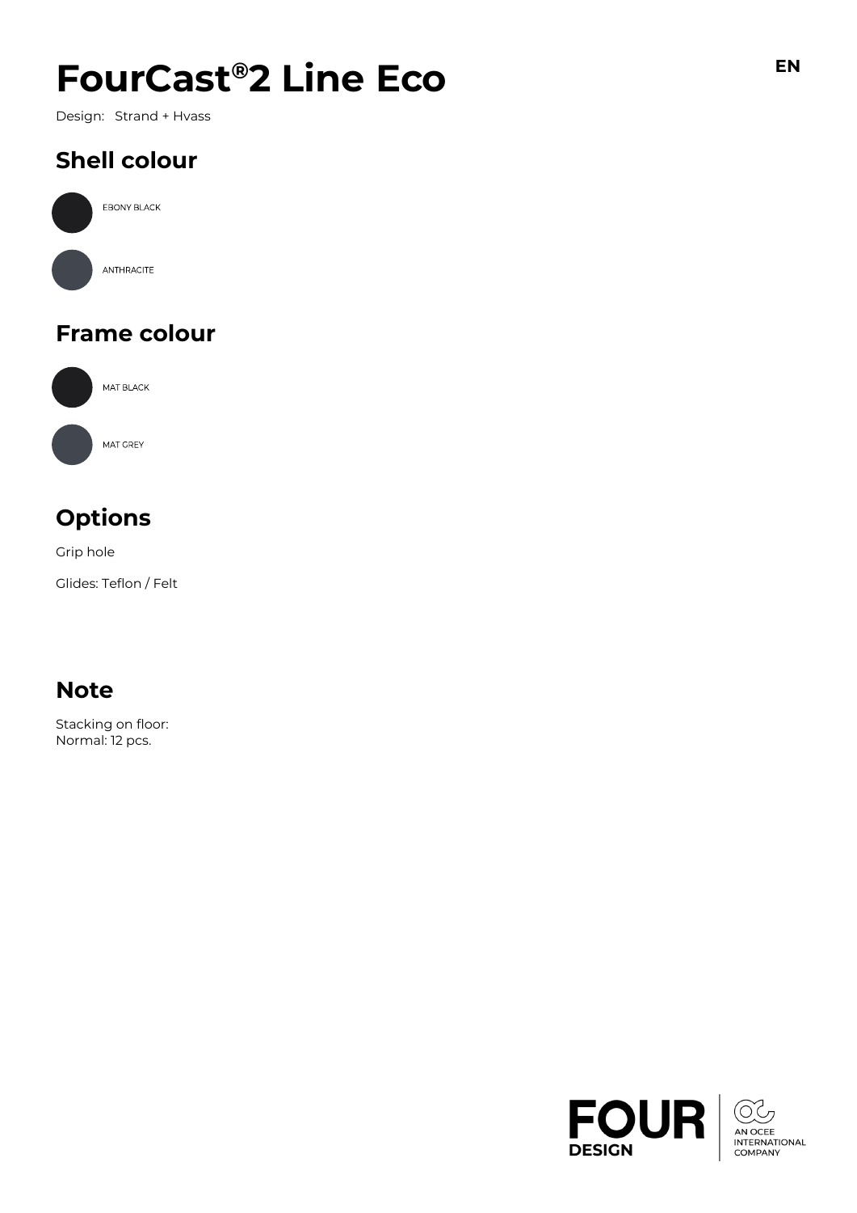# FourCast®2 Line Eco

Design: Strand + Hvass

## Shell colour

EBONY BLACK

ANTHRACITE

## Frame colour

MAT BLACK

MAT GREY

## Options

Grip hole

Glides: Teflon / Felt

## Note

Stacking on floor:
Normal: 12 pcs.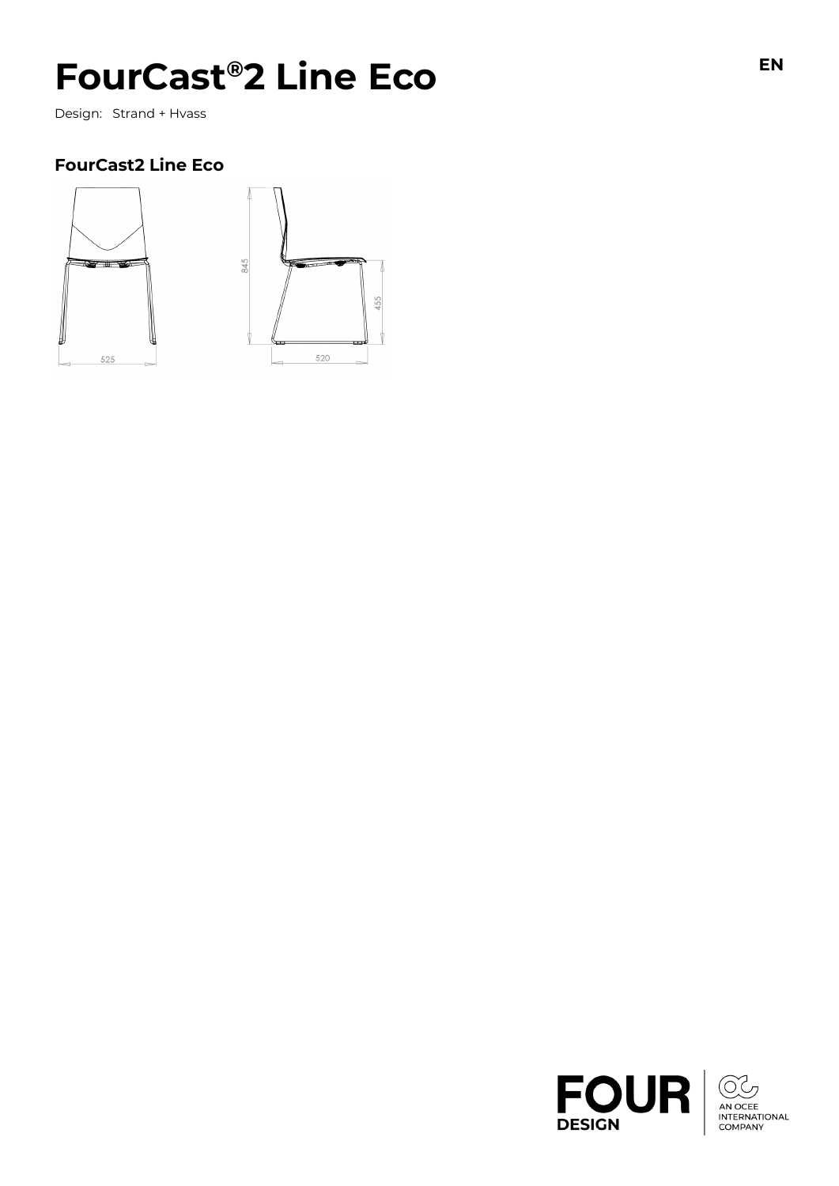# FourCast®2 Line Eco

Design: Strand + Hvass

### FourCast2 Line Eco

525

845

455

520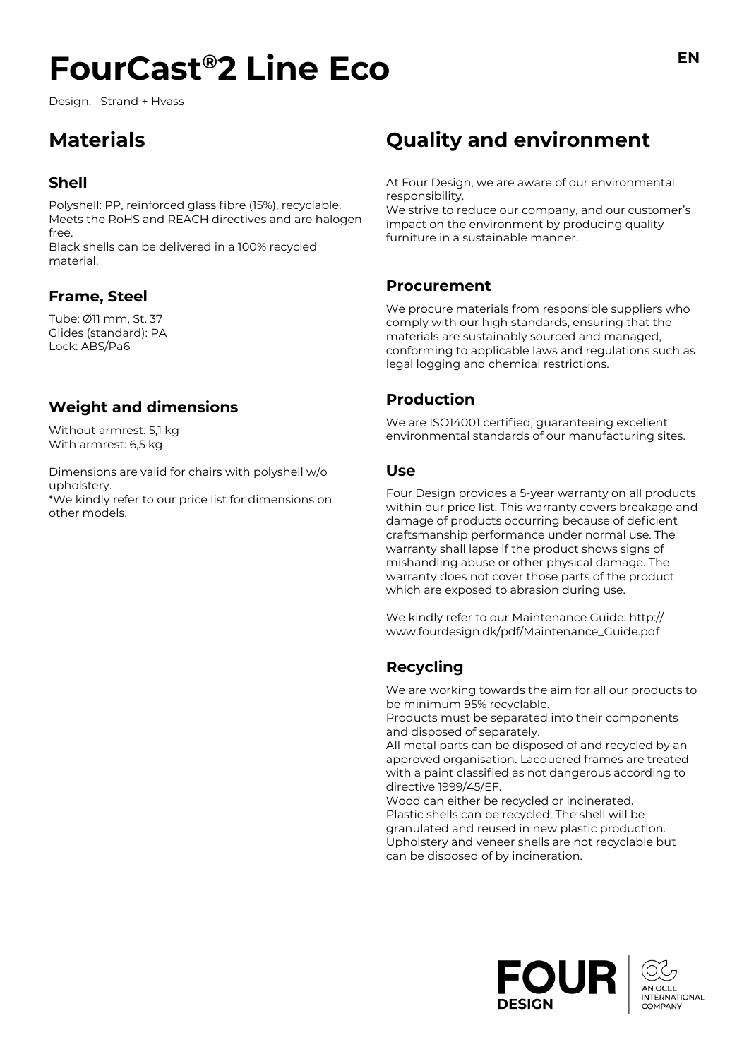# FourCast®2 Line Eco

EN

Design: Strand + Hvass

## Materials

### Shell

Polyshell: PP, reinforced glass fibre (15%), recyclable. Meets the RoHS and REACH directives and are halogen free.
Black shells can be delivered in a 100% recycled material.

### Frame, Steel

Tube: Ø11 mm, St. 37
Glides (standard): PA
Lock: ABS/Pa6

### Weight and dimensions

Without armrest: 5,1 kg
With armrest: 6,5 kg

Dimensions are valid for chairs with polyshell w/o upholstery.
*We kindly refer to our price list for dimensions on other models.

## Quality and environment

At Four Design, we are aware of our environmental responsibility.
We strive to reduce our company, and our customer's impact on the environment by producing quality furniture in a sustainable manner.

### Procurement

We procure materials from responsible suppliers who comply with our high standards, ensuring that the materials are sustainably sourced and managed, conforming to applicable laws and regulations such as legal logging and chemical restrictions.

### Production

We are ISO14001 certified, guaranteeing excellent environmental standards of our manufacturing sites.

### Use

Four Design provides a 5-year warranty on all products within our price list. This warranty covers breakage and damage of products occurring because of deficient craftsmanship performance under normal use. The warranty shall lapse if the product shows signs of mishandling abuse or other physical damage. The warranty does not cover those parts of the product which are exposed to abrasion during use.

We kindly refer to our Maintenance Guide: http://www.fourdesign.dk/pdf/Maintenance_Guide.pdf

### Recycling

We are working towards the aim for all our products to be minimum 95% recyclable.
Products must be separated into their components and disposed of separately.
All metal parts can be disposed of and recycled by an approved organisation. Lacquered frames are treated with a paint classified as not dangerous according to directive 1999/45/EF.
Wood can either be recycled or incinerated.
Plastic shells can be recycled. The shell will be granulated and reused in new plastic production.
Upholstery and veneer shells are not recyclable but can be disposed of by incineration.

FOUR DESIGN | AN OCEE INTERNATIONAL COMPANY